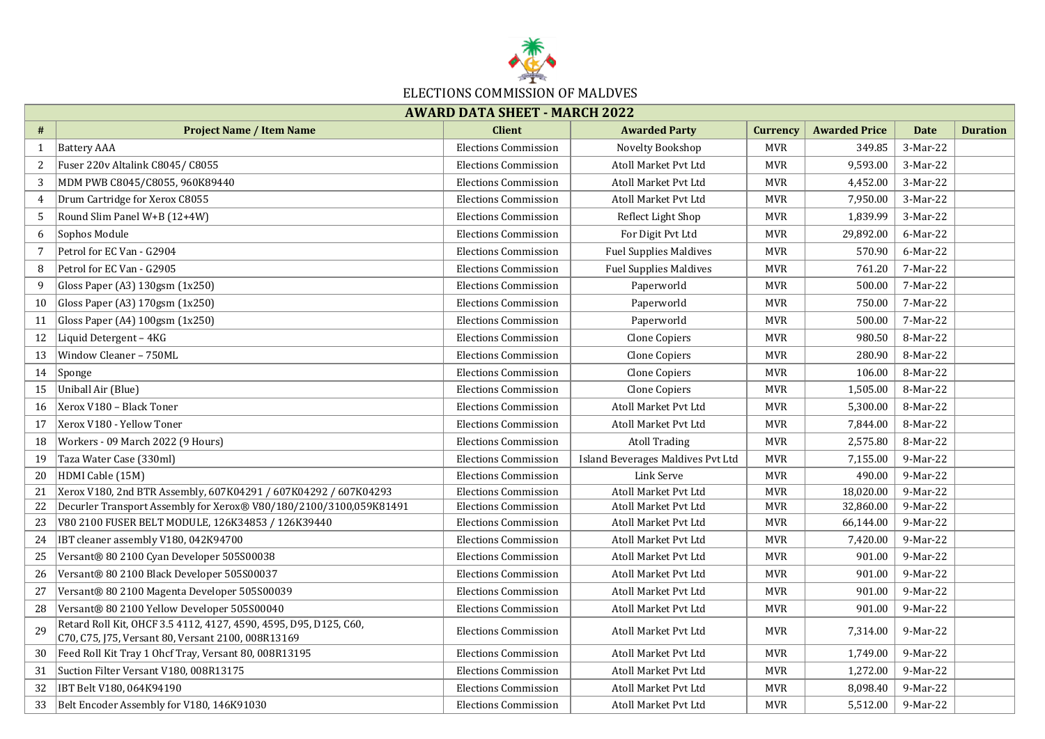# ELECTIONS COMMISSION OF MALDVES

## AWARD DATA SHEET - MARCH 2022

| # | Project Name / Item Name | Client | Awarded Party | Currency | Awarded Price | Date | Duration |
|---|---|---|---|---|---|---|---|
| 1 | Battery AAA | Elections Commission | Novelty Bookshop | MVR | 349.85 | 3-Mar-22 | |
| 2 | Fuser 220v Altalink C8045/ C8055 | Elections Commission | Atoll Market Pvt Ltd | MVR | 9,593.00 | 3-Mar-22 | |
| 3 | MDM PWB C8045/C8055, 960K89440 | Elections Commission | Atoll Market Pvt Ltd | MVR | 4,452.00 | 3-Mar-22 | |
| 4 | Drum Cartridge for Xerox C8055 | Elections Commission | Atoll Market Pvt Ltd | MVR | 7,950.00 | 3-Mar-22 | |
| 5 | Round Slim Panel W+B (12+4W) | Elections Commission | Reflect Light Shop | MVR | 1,839.99 | 3-Mar-22 | |
| 6 | Sophos Module | Elections Commission | For Digit Pvt Ltd | MVR | 29,892.00 | 6-Mar-22 | |
| 7 | Petrol for EC Van - G2904 | Elections Commission | Fuel Supplies Maldives | MVR | 570.90 | 6-Mar-22 | |
| 8 | Petrol for EC Van - G2905 | Elections Commission | Fuel Supplies Maldives | MVR | 761.20 | 7-Mar-22 | |
| 9 | Gloss Paper (A3) 130gsm (1x250) | Elections Commission | Paperworld | MVR | 500.00 | 7-Mar-22 | |
| 10 | Gloss Paper (A3) 170gsm (1x250) | Elections Commission | Paperworld | MVR | 750.00 | 7-Mar-22 | |
| 11 | Gloss Paper (A4) 100gsm (1x250) | Elections Commission | Paperworld | MVR | 500.00 | 7-Mar-22 | |
| 12 | Liquid Detergent – 4KG | Elections Commission | Clone Copiers | MVR | 980.50 | 8-Mar-22 | |
| 13 | Window Cleaner – 750ML | Elections Commission | Clone Copiers | MVR | 280.90 | 8-Mar-22 | |
| 14 | Sponge | Elections Commission | Clone Copiers | MVR | 106.00 | 8-Mar-22 | |
| 15 | Uniball Air (Blue) | Elections Commission | Clone Copiers | MVR | 1,505.00 | 8-Mar-22 | |
| 16 | Xerox V180 – Black Toner | Elections Commission | Atoll Market Pvt Ltd | MVR | 5,300.00 | 8-Mar-22 | |
| 17 | Xerox V180 - Yellow Toner | Elections Commission | Atoll Market Pvt Ltd | MVR | 7,844.00 | 8-Mar-22 | |
| 18 | Workers - 09 March 2022 (9 Hours) | Elections Commission | Atoll Trading | MVR | 2,575.80 | 8-Mar-22 | |
| 19 | Taza Water Case (330ml) | Elections Commission | Island Beverages Maldives Pvt Ltd | MVR | 7,155.00 | 9-Mar-22 | |
| 20 | HDMI Cable (15M) | Elections Commission | Link Serve | MVR | 490.00 | 9-Mar-22 | |
| 21 | Xerox V180, 2nd BTR Assembly, 607K04291 / 607K04292 / 607K04293 | Elections Commission | Atoll Market Pvt Ltd | MVR | 18,020.00 | 9-Mar-22 | |
| 22 | Decurler Transport Assembly for Xerox® V80/180/2100/3100,059K81491 | Elections Commission | Atoll Market Pvt Ltd | MVR | 32,860.00 | 9-Mar-22 | |
| 23 | V80 2100 FUSER BELT MODULE, 126K34853 / 126K39440 | Elections Commission | Atoll Market Pvt Ltd | MVR | 66,144.00 | 9-Mar-22 | |
| 24 | IBT cleaner assembly V180, 042K94700 | Elections Commission | Atoll Market Pvt Ltd | MVR | 7,420.00 | 9-Mar-22 | |
| 25 | Versant® 80 2100 Cyan Developer 505S00038 | Elections Commission | Atoll Market Pvt Ltd | MVR | 901.00 | 9-Mar-22 | |
| 26 | Versant® 80 2100 Black Developer 505S00037 | Elections Commission | Atoll Market Pvt Ltd | MVR | 901.00 | 9-Mar-22 | |
| 27 | Versant® 80 2100 Magenta Developer 505S00039 | Elections Commission | Atoll Market Pvt Ltd | MVR | 901.00 | 9-Mar-22 | |
| 28 | Versant® 80 2100 Yellow Developer 505S00040 | Elections Commission | Atoll Market Pvt Ltd | MVR | 901.00 | 9-Mar-22 | |
| 29 | Retard Roll Kit, OHCF 3.5 4112, 4127, 4590, 4595, D95, D125, C60, C70, C75, J75, Versant 80, Versant 2100, 008R13169 | Elections Commission | Atoll Market Pvt Ltd | MVR | 7,314.00 | 9-Mar-22 | |
| 30 | Feed Roll Kit Tray 1 Ohcf Tray, Versant 80, 008R13195 | Elections Commission | Atoll Market Pvt Ltd | MVR | 1,749.00 | 9-Mar-22 | |
| 31 | Suction Filter Versant V180, 008R13175 | Elections Commission | Atoll Market Pvt Ltd | MVR | 1,272.00 | 9-Mar-22 | |
| 32 | IBT Belt V180, 064K94190 | Elections Commission | Atoll Market Pvt Ltd | MVR | 8,098.40 | 9-Mar-22 | |
| 33 | Belt Encoder Assembly for V180, 146K91030 | Elections Commission | Atoll Market Pvt Ltd | MVR | 5,512.00 | 9-Mar-22 | |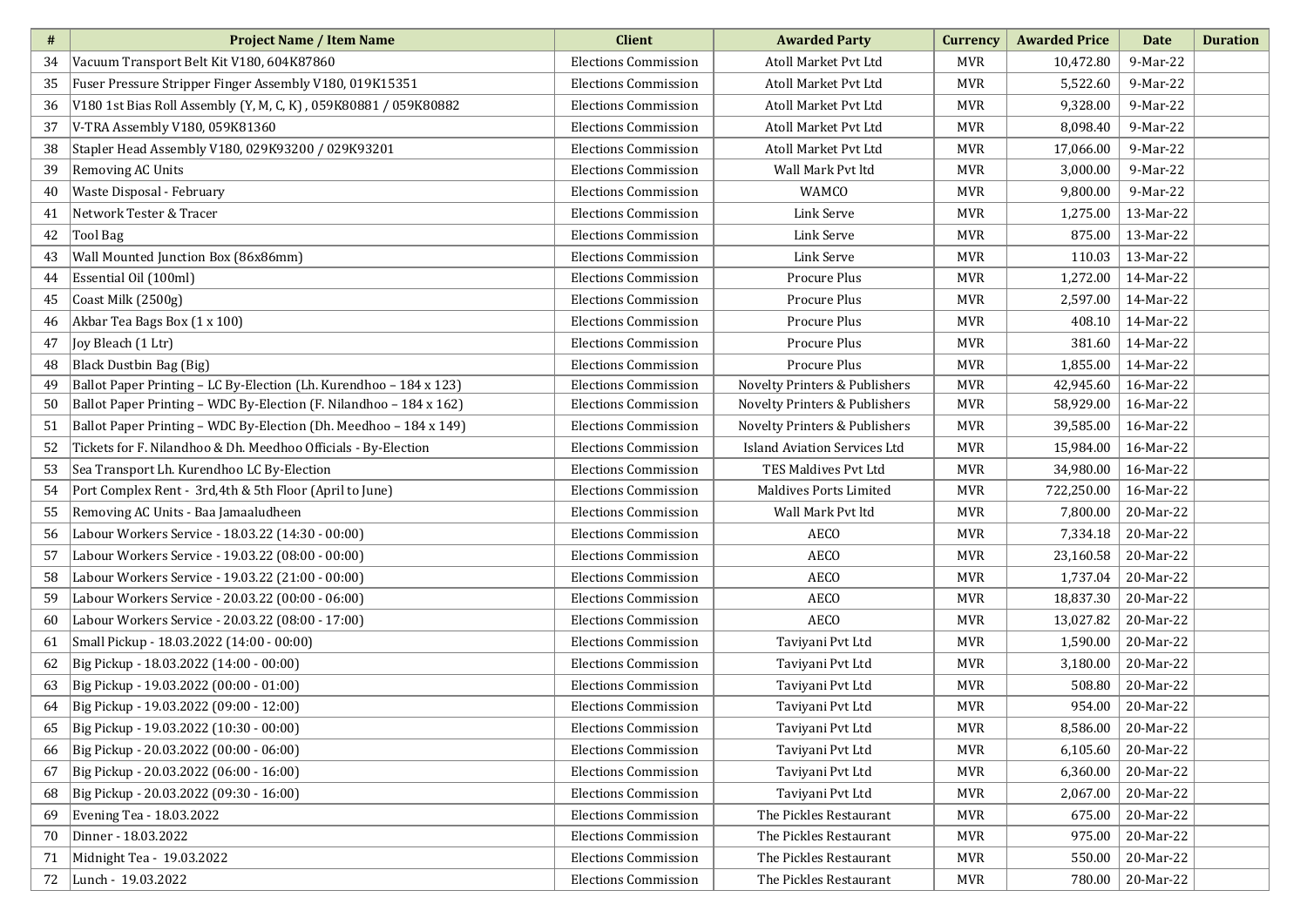| # | Project Name / Item Name | Client | Awarded Party | Currency | Awarded Price | Date | Duration |
|---|---|---|---|---|---|---|---|
| 34 | Vacuum Transport Belt Kit V180, 604K87860 | Elections Commission | Atoll Market Pvt Ltd | MVR | 10,472.80 | 9-Mar-22 | |
| 35 | Fuser Pressure Stripper Finger Assembly V180, 019K15351 | Elections Commission | Atoll Market Pvt Ltd | MVR | 5,522.60 | 9-Mar-22 | |
| 36 | V180 1st Bias Roll Assembly (Y, M, C, K) , 059K80881 / 059K80882 | Elections Commission | Atoll Market Pvt Ltd | MVR | 9,328.00 | 9-Mar-22 | |
| 37 | V-TRA Assembly V180, 059K81360 | Elections Commission | Atoll Market Pvt Ltd | MVR | 8,098.40 | 9-Mar-22 | |
| 38 | Stapler Head Assembly V180, 029K93200 / 029K93201 | Elections Commission | Atoll Market Pvt Ltd | MVR | 17,066.00 | 9-Mar-22 | |
| 39 | Removing AC Units | Elections Commission | Wall Mark Pvt ltd | MVR | 3,000.00 | 9-Mar-22 | |
| 40 | Waste Disposal - February | Elections Commission | WAMCO | MVR | 9,800.00 | 9-Mar-22 | |
| 41 | Network Tester & Tracer | Elections Commission | Link Serve | MVR | 1,275.00 | 13-Mar-22 | |
| 42 | Tool Bag | Elections Commission | Link Serve | MVR | 875.00 | 13-Mar-22 | |
| 43 | Wall Mounted Junction Box (86x86mm) | Elections Commission | Link Serve | MVR | 110.03 | 13-Mar-22 | |
| 44 | Essential Oil (100ml) | Elections Commission | Procure Plus | MVR | 1,272.00 | 14-Mar-22 | |
| 45 | Coast Milk (2500g) | Elections Commission | Procure Plus | MVR | 2,597.00 | 14-Mar-22 | |
| 46 | Akbar Tea Bags Box (1 x 100) | Elections Commission | Procure Plus | MVR | 408.10 | 14-Mar-22 | |
| 47 | Joy Bleach (1 Ltr) | Elections Commission | Procure Plus | MVR | 381.60 | 14-Mar-22 | |
| 48 | Black Dustbin Bag (Big) | Elections Commission | Procure Plus | MVR | 1,855.00 | 14-Mar-22 | |
| 49 | Ballot Paper Printing – LC By-Election (Lh. Kurendhoo – 184 x 123) | Elections Commission | Novelty Printers & Publishers | MVR | 42,945.60 | 16-Mar-22 | |
| 50 | Ballot Paper Printing – WDC By-Election (F. Nilandhoo – 184 x 162) | Elections Commission | Novelty Printers & Publishers | MVR | 58,929.00 | 16-Mar-22 | |
| 51 | Ballot Paper Printing – WDC By-Election (Dh. Meedhoo – 184 x 149) | Elections Commission | Novelty Printers & Publishers | MVR | 39,585.00 | 16-Mar-22 | |
| 52 | Tickets for F. Nilandhoo & Dh. Meedhoo Officials - By-Election | Elections Commission | Island Aviation Services Ltd | MVR | 15,984.00 | 16-Mar-22 | |
| 53 | Sea Transport Lh. Kurendhoo LC By-Election | Elections Commission | TES Maldives Pvt Ltd | MVR | 34,980.00 | 16-Mar-22 | |
| 54 | Port Complex Rent - 3rd,4th & 5th Floor (April to June) | Elections Commission | Maldives Ports Limited | MVR | 722,250.00 | 16-Mar-22 | |
| 55 | Removing AC Units - Baa Jamaaludheen | Elections Commission | Wall Mark Pvt ltd | MVR | 7,800.00 | 20-Mar-22 | |
| 56 | Labour Workers Service - 18.03.22 (14:30 - 00:00) | Elections Commission | AECO | MVR | 7,334.18 | 20-Mar-22 | |
| 57 | Labour Workers Service - 19.03.22 (08:00 - 00:00) | Elections Commission | AECO | MVR | 23,160.58 | 20-Mar-22 | |
| 58 | Labour Workers Service - 19.03.22 (21:00 - 00:00) | Elections Commission | AECO | MVR | 1,737.04 | 20-Mar-22 | |
| 59 | Labour Workers Service - 20.03.22 (00:00 - 06:00) | Elections Commission | AECO | MVR | 18,837.30 | 20-Mar-22 | |
| 60 | Labour Workers Service - 20.03.22 (08:00 - 17:00) | Elections Commission | AECO | MVR | 13,027.82 | 20-Mar-22 | |
| 61 | Small Pickup - 18.03.2022 (14:00 - 00:00) | Elections Commission | Taviyani Pvt Ltd | MVR | 1,590.00 | 20-Mar-22 | |
| 62 | Big Pickup - 18.03.2022 (14:00 - 00:00) | Elections Commission | Taviyani Pvt Ltd | MVR | 3,180.00 | 20-Mar-22 | |
| 63 | Big Pickup - 19.03.2022 (00:00 - 01:00) | Elections Commission | Taviyani Pvt Ltd | MVR | 508.80 | 20-Mar-22 | |
| 64 | Big Pickup - 19.03.2022 (09:00 - 12:00) | Elections Commission | Taviyani Pvt Ltd | MVR | 954.00 | 20-Mar-22 | |
| 65 | Big Pickup - 19.03.2022 (10:30 - 00:00) | Elections Commission | Taviyani Pvt Ltd | MVR | 8,586.00 | 20-Mar-22 | |
| 66 | Big Pickup - 20.03.2022 (00:00 - 06:00) | Elections Commission | Taviyani Pvt Ltd | MVR | 6,105.60 | 20-Mar-22 | |
| 67 | Big Pickup - 20.03.2022 (06:00 - 16:00) | Elections Commission | Taviyani Pvt Ltd | MVR | 6,360.00 | 20-Mar-22 | |
| 68 | Big Pickup - 20.03.2022 (09:30 - 16:00) | Elections Commission | Taviyani Pvt Ltd | MVR | 2,067.00 | 20-Mar-22 | |
| 69 | Evening Tea - 18.03.2022 | Elections Commission | The Pickles Restaurant | MVR | 675.00 | 20-Mar-22 | |
| 70 | Dinner - 18.03.2022 | Elections Commission | The Pickles Restaurant | MVR | 975.00 | 20-Mar-22 | |
| 71 | Midnight Tea - 19.03.2022 | Elections Commission | The Pickles Restaurant | MVR | 550.00 | 20-Mar-22 | |
| 72 | Lunch - 19.03.2022 | Elections Commission | The Pickles Restaurant | MVR | 780.00 | 20-Mar-22 | |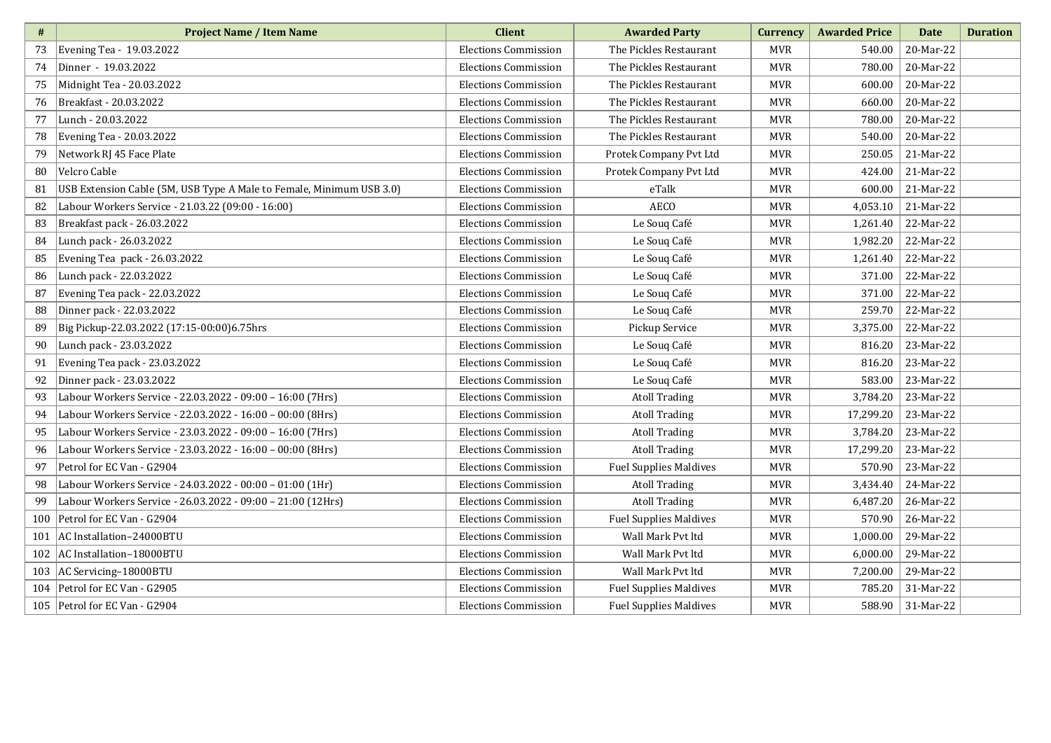| # | Project Name / Item Name | Client | Awarded Party | Currency | Awarded Price | Date | Duration |
|---|---|---|---|---|---|---|---|
| 73 | Evening Tea - 19.03.2022 | Elections Commission | The Pickles Restaurant | MVR | 540.00 | 20-Mar-22 | |
| 74 | Dinner - 19.03.2022 | Elections Commission | The Pickles Restaurant | MVR | 780.00 | 20-Mar-22 | |
| 75 | Midnight Tea - 20.03.2022 | Elections Commission | The Pickles Restaurant | MVR | 600.00 | 20-Mar-22 | |
| 76 | Breakfast - 20.03.2022 | Elections Commission | The Pickles Restaurant | MVR | 660.00 | 20-Mar-22 | |
| 77 | Lunch - 20.03.2022 | Elections Commission | The Pickles Restaurant | MVR | 780.00 | 20-Mar-22 | |
| 78 | Evening Tea - 20.03.2022 | Elections Commission | The Pickles Restaurant | MVR | 540.00 | 20-Mar-22 | |
| 79 | Network RJ 45 Face Plate | Elections Commission | Protek Company Pvt Ltd | MVR | 250.05 | 21-Mar-22 | |
| 80 | Velcro Cable | Elections Commission | Protek Company Pvt Ltd | MVR | 424.00 | 21-Mar-22 | |
| 81 | USB Extension Cable (5M, USB Type A Male to Female, Minimum USB 3.0) | Elections Commission | eTalk | MVR | 600.00 | 21-Mar-22 | |
| 82 | Labour Workers Service - 21.03.22 (09:00 - 16:00) | Elections Commission | AECO | MVR | 4,053.10 | 21-Mar-22 | |
| 83 | Breakfast pack - 26.03.2022 | Elections Commission | Le Souq Café | MVR | 1,261.40 | 22-Mar-22 | |
| 84 | Lunch pack - 26.03.2022 | Elections Commission | Le Souq Café | MVR | 1,982.20 | 22-Mar-22 | |
| 85 | Evening Tea pack - 26.03.2022 | Elections Commission | Le Souq Café | MVR | 1,261.40 | 22-Mar-22 | |
| 86 | Lunch pack - 22.03.2022 | Elections Commission | Le Souq Café | MVR | 371.00 | 22-Mar-22 | |
| 87 | Evening Tea pack - 22.03.2022 | Elections Commission | Le Souq Café | MVR | 371.00 | 22-Mar-22 | |
| 88 | Dinner pack - 22.03.2022 | Elections Commission | Le Souq Café | MVR | 259.70 | 22-Mar-22 | |
| 89 | Big Pickup-22.03.2022 (17:15-00:00)6.75hrs | Elections Commission | Pickup Service | MVR | 3,375.00 | 22-Mar-22 | |
| 90 | Lunch pack - 23.03.2022 | Elections Commission | Le Souq Café | MVR | 816.20 | 23-Mar-22 | |
| 91 | Evening Tea pack - 23.03.2022 | Elections Commission | Le Souq Café | MVR | 816.20 | 23-Mar-22 | |
| 92 | Dinner pack - 23.03.2022 | Elections Commission | Le Souq Café | MVR | 583.00 | 23-Mar-22 | |
| 93 | Labour Workers Service - 22.03.2022 - 09:00 – 16:00 (7Hrs) | Elections Commission | Atoll Trading | MVR | 3,784.20 | 23-Mar-22 | |
| 94 | Labour Workers Service - 22.03.2022 - 16:00 – 00:00 (8Hrs) | Elections Commission | Atoll Trading | MVR | 17,299.20 | 23-Mar-22 | |
| 95 | Labour Workers Service - 23.03.2022 - 09:00 – 16:00 (7Hrs) | Elections Commission | Atoll Trading | MVR | 3,784.20 | 23-Mar-22 | |
| 96 | Labour Workers Service - 23.03.2022 - 16:00 – 00:00 (8Hrs) | Elections Commission | Atoll Trading | MVR | 17,299.20 | 23-Mar-22 | |
| 97 | Petrol for EC Van - G2904 | Elections Commission | Fuel Supplies Maldives | MVR | 570.90 | 23-Mar-22 | |
| 98 | Labour Workers Service - 24.03.2022 - 00:00 – 01:00 (1Hr) | Elections Commission | Atoll Trading | MVR | 3,434.40 | 24-Mar-22 | |
| 99 | Labour Workers Service - 26.03.2022 - 09:00 – 21:00 (12Hrs) | Elections Commission | Atoll Trading | MVR | 6,487.20 | 26-Mar-22 | |
| 100 | Petrol for EC Van - G2904 | Elections Commission | Fuel Supplies Maldives | MVR | 570.90 | 26-Mar-22 | |
| 101 | AC Installation–24000BTU | Elections Commission | Wall Mark Pvt ltd | MVR | 1,000.00 | 29-Mar-22 | |
| 102 | AC Installation–18000BTU | Elections Commission | Wall Mark Pvt ltd | MVR | 6,000.00 | 29-Mar-22 | |
| 103 | AC Servicing–18000BTU | Elections Commission | Wall Mark Pvt ltd | MVR | 7,200.00 | 29-Mar-22 | |
| 104 | Petrol for EC Van - G2905 | Elections Commission | Fuel Supplies Maldives | MVR | 785.20 | 31-Mar-22 | |
| 105 | Petrol for EC Van - G2904 | Elections Commission | Fuel Supplies Maldives | MVR | 588.90 | 31-Mar-22 | |